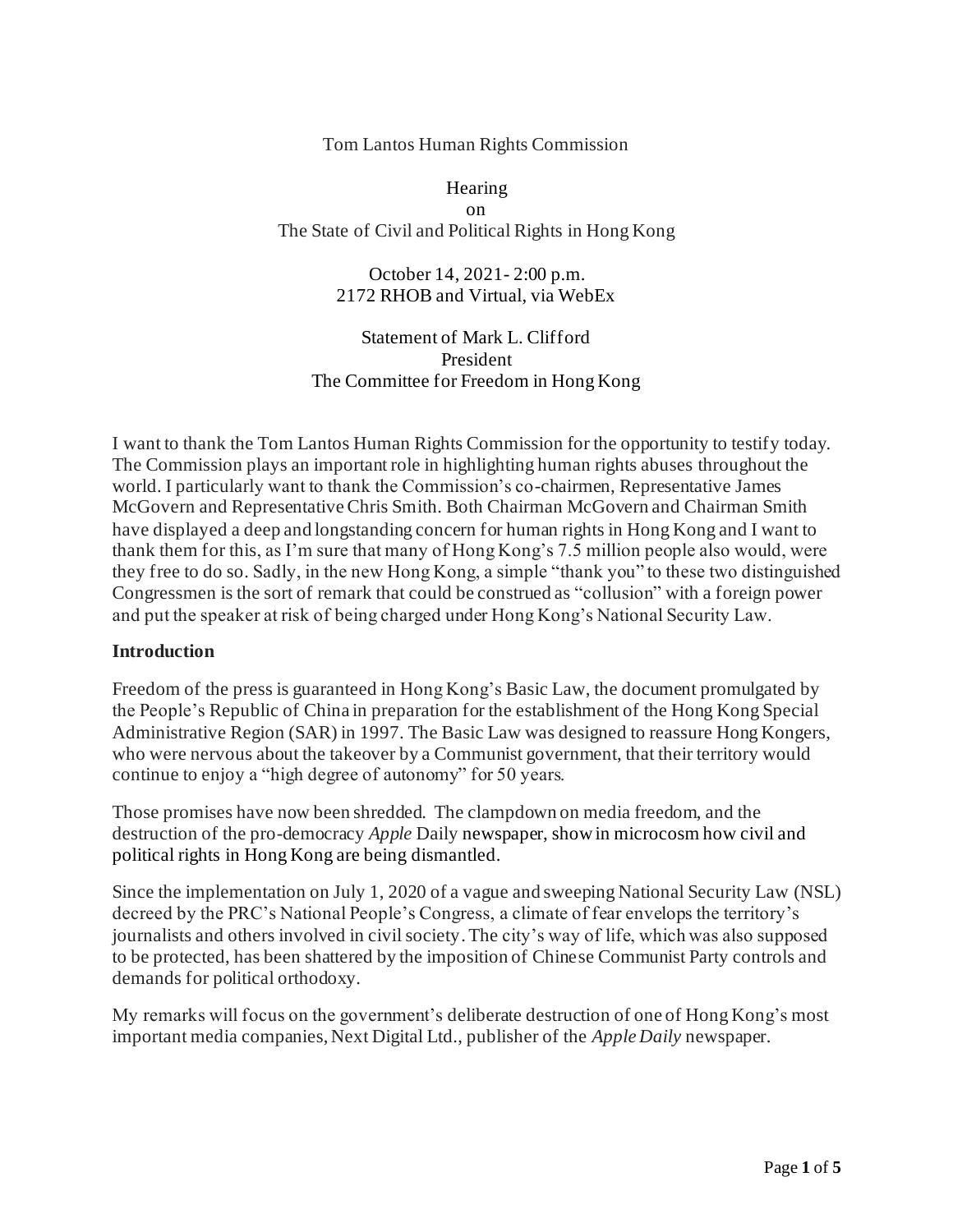Tom Lantos Human Rights Commission

Hearing
on
The State of Civil and Political Rights in Hong Kong

October 14, 2021- 2:00 p.m.
2172 RHOB and Virtual, via WebEx

Statement of Mark L. Clifford
President
The Committee for Freedom in Hong Kong

I want to thank the Tom Lantos Human Rights Commission for the opportunity to testify today. The Commission plays an important role in highlighting human rights abuses throughout the world. I particularly want to thank the Commission's co-chairmen, Representative James McGovern and Representative Chris Smith. Both Chairman McGovern and Chairman Smith have displayed a deep and longstanding concern for human rights in Hong Kong and I want to thank them for this, as I'm sure that many of Hong Kong's 7.5 million people also would, were they free to do so. Sadly, in the new Hong Kong, a simple "thank you" to these two distinguished Congressmen is the sort of remark that could be construed as "collusion" with a foreign power and put the speaker at risk of being charged under Hong Kong's National Security Law.

**Introduction**

Freedom of the press is guaranteed in Hong Kong's Basic Law, the document promulgated by the People's Republic of China in preparation for the establishment of the Hong Kong Special Administrative Region (SAR) in 1997. The Basic Law was designed to reassure Hong Kongers, who were nervous about the takeover by a Communist government, that their territory would continue to enjoy a "high degree of autonomy" for 50 years.

Those promises have now been shredded. The clampdown on media freedom, and the destruction of the pro-democracy *Apple* Daily newspaper, show in microcosm how civil and political rights in Hong Kong are being dismantled.

Since the implementation on July 1, 2020 of a vague and sweeping National Security Law (NSL) decreed by the PRC's National People's Congress, a climate of fear envelops the territory's journalists and others involved in civil society. The city's way of life, which was also supposed to be protected, has been shattered by the imposition of Chinese Communist Party controls and demands for political orthodoxy.

My remarks will focus on the government's deliberate destruction of one of Hong Kong's most important media companies, Next Digital Ltd., publisher of the *Apple Daily* newspaper.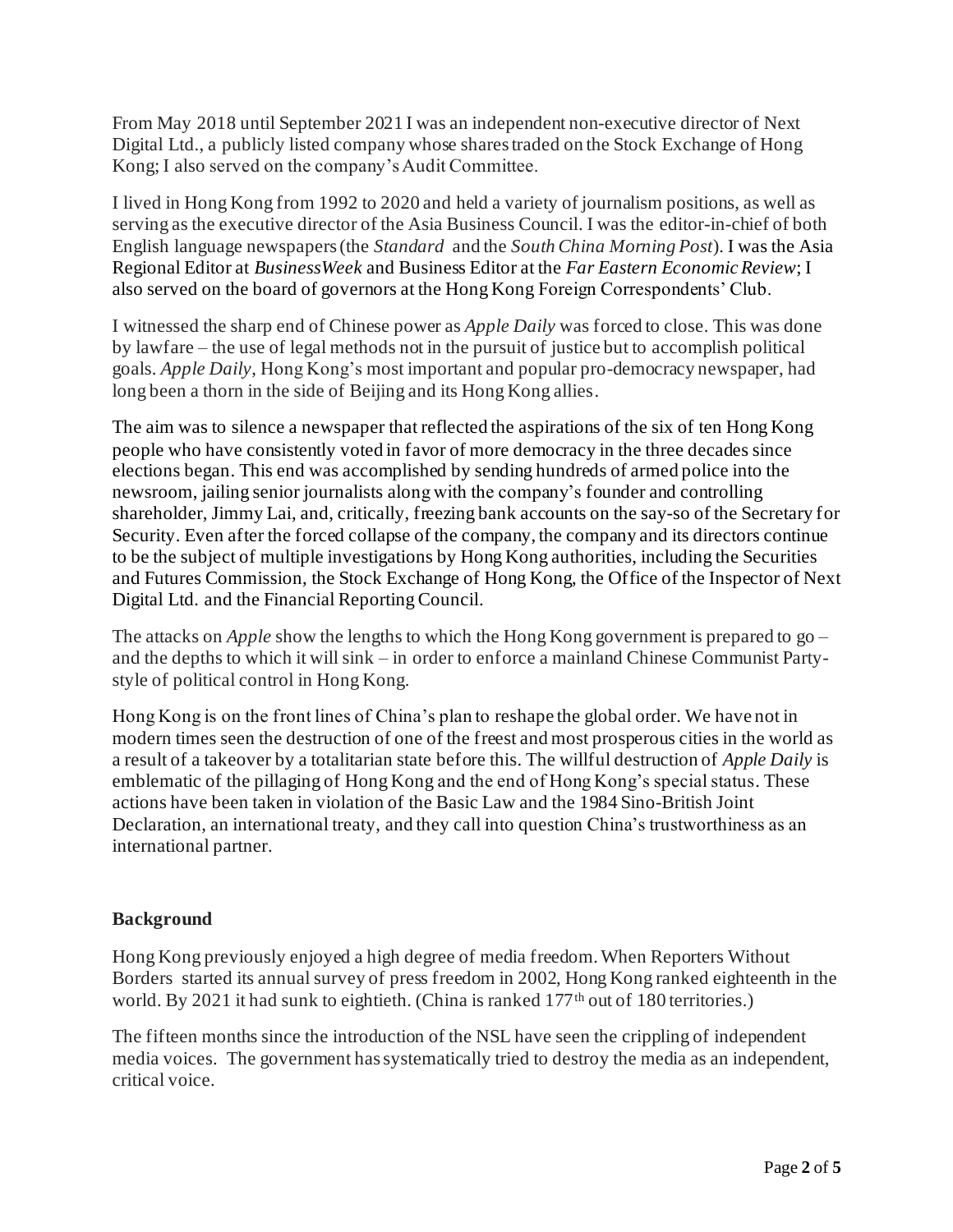From May 2018 until September 2021 I was an independent non-executive director of Next Digital Ltd., a publicly listed company whose shares traded on the Stock Exchange of Hong Kong; I also served on the company's Audit Committee.

I lived in Hong Kong from 1992 to 2020 and held a variety of journalism positions, as well as serving as the executive director of the Asia Business Council. I was the editor-in-chief of both English language newspapers (the *Standard* and the *South China Morning Post*). I was the Asia Regional Editor at *BusinessWeek* and Business Editor at the *Far Eastern Economic Review*; I also served on the board of governors at the Hong Kong Foreign Correspondents' Club.

I witnessed the sharp end of Chinese power as *Apple Daily* was forced to close. This was done by lawfare – the use of legal methods not in the pursuit of justice but to accomplish political goals. *Apple Daily*, Hong Kong's most important and popular pro-democracy newspaper, had long been a thorn in the side of Beijing and its Hong Kong allies.

The aim was to silence a newspaper that reflected the aspirations of the six of ten Hong Kong people who have consistently voted in favor of more democracy in the three decades since elections began. This end was accomplished by sending hundreds of armed police into the newsroom, jailing senior journalists along with the company's founder and controlling shareholder, Jimmy Lai, and, critically, freezing bank accounts on the say-so of the Secretary for Security. Even after the forced collapse of the company, the company and its directors continue to be the subject of multiple investigations by Hong Kong authorities, including the Securities and Futures Commission, the Stock Exchange of Hong Kong, the Office of the Inspector of Next Digital Ltd. and the Financial Reporting Council.

The attacks on *Apple* show the lengths to which the Hong Kong government is prepared to go – and the depths to which it will sink – in order to enforce a mainland Chinese Communist Party-style of political control in Hong Kong.

Hong Kong is on the front lines of China's plan to reshape the global order. We have not in modern times seen the destruction of one of the freest and most prosperous cities in the world as a result of a takeover by a totalitarian state before this. The willful destruction of *Apple Daily* is emblematic of the pillaging of Hong Kong and the end of Hong Kong's special status. These actions have been taken in violation of the Basic Law and the 1984 Sino-British Joint Declaration, an international treaty, and they call into question China's trustworthiness as an international partner.

## Background

Hong Kong previously enjoyed a high degree of media freedom. When Reporters Without Borders started its annual survey of press freedom in 2002, Hong Kong ranked eighteenth in the world. By 2021 it had sunk to eightieth. (China is ranked 177th out of 180 territories.)

The fifteen months since the introduction of the NSL have seen the crippling of independent media voices. The government has systematically tried to destroy the media as an independent, critical voice.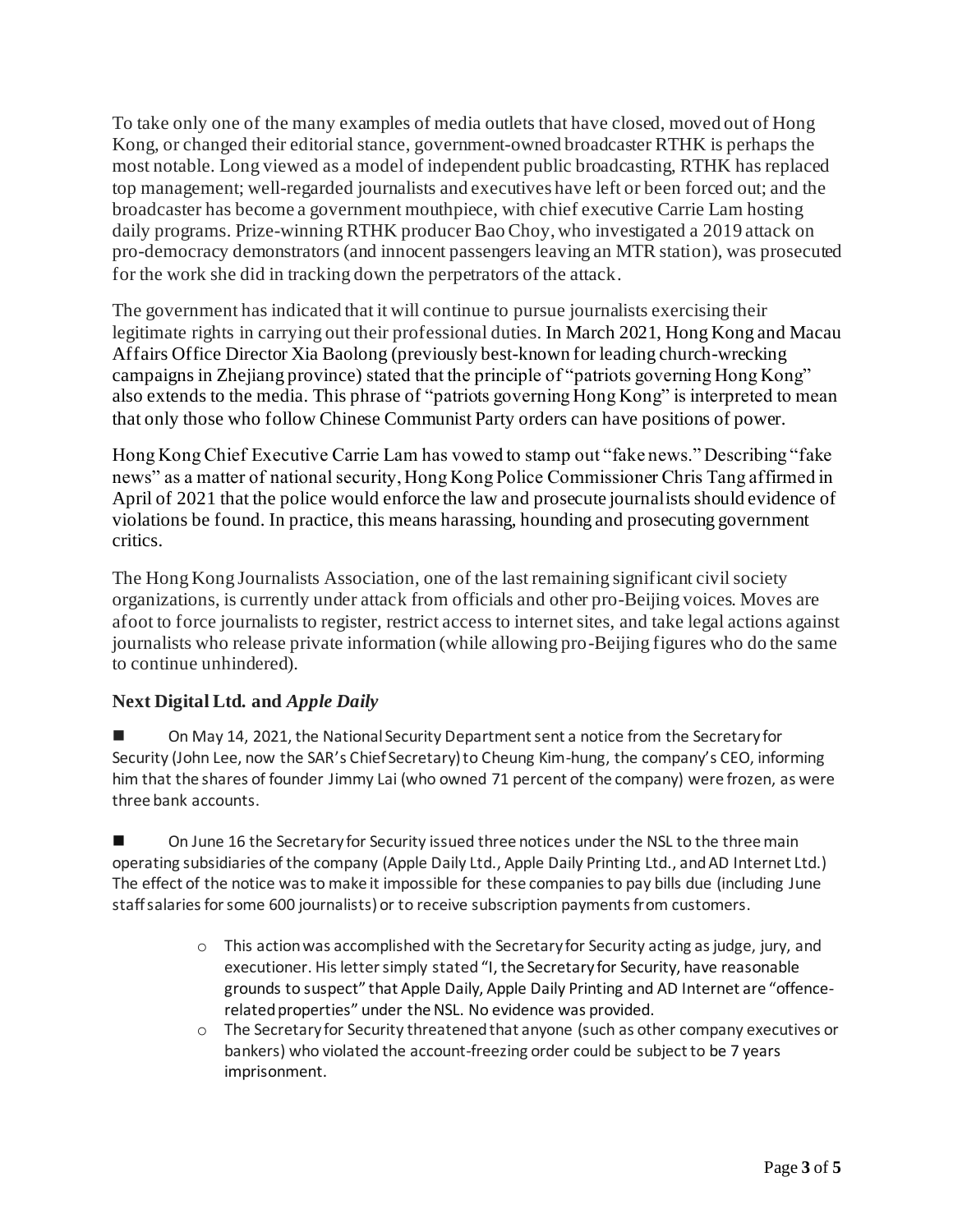To take only one of the many examples of media outlets that have closed, moved out of Hong Kong, or changed their editorial stance, government-owned broadcaster RTHK is perhaps the most notable. Long viewed as a model of independent public broadcasting, RTHK has replaced top management; well-regarded journalists and executives have left or been forced out; and the broadcaster has become a government mouthpiece, with chief executive Carrie Lam hosting daily programs. Prize-winning RTHK producer Bao Choy, who investigated a 2019 attack on pro-democracy demonstrators (and innocent passengers leaving an MTR station), was prosecuted for the work she did in tracking down the perpetrators of the attack.

The government has indicated that it will continue to pursue journalists exercising their legitimate rights in carrying out their professional duties. In March 2021, Hong Kong and Macau Affairs Office Director Xia Baolong (previously best-known for leading church-wrecking campaigns in Zhejiang province) stated that the principle of "patriots governing Hong Kong" also extends to the media. This phrase of "patriots governing Hong Kong" is interpreted to mean that only those who follow Chinese Communist Party orders can have positions of power.

Hong Kong Chief Executive Carrie Lam has vowed to stamp out "fake news." Describing "fake news" as a matter of national security, Hong Kong Police Commissioner Chris Tang affirmed in April of 2021 that the police would enforce the law and prosecute journalists should evidence of violations be found. In practice, this means harassing, hounding and prosecuting government critics.

The Hong Kong Journalists Association, one of the last remaining significant civil society organizations, is currently under attack from officials and other pro-Beijing voices. Moves are afoot to force journalists to register, restrict access to internet sites, and take legal actions against journalists who release private information (while allowing pro-Beijing figures who do the same to continue unhindered).

### Next Digital Ltd. and *Apple Daily*

- On May 14, 2021, the National Security Department sent a notice from the Secretary for Security (John Lee, now the SAR's Chief Secretary) to Cheung Kim-hung, the company's CEO, informing him that the shares of founder Jimmy Lai (who owned 71 percent of the company) were frozen, as were three bank accounts.

- On June 16 the Secretary for Security issued three notices under the NSL to the three main operating subsidiaries of the company (Apple Daily Ltd., Apple Daily Printing Ltd., and AD Internet Ltd.) The effect of the notice was to make it impossible for these companies to pay bills due (including June staff salaries for some 600 journalists) or to receive subscription payments from customers.
  - This action was accomplished with the Secretary for Security acting as judge, jury, and executioner. His letter simply stated "I, the Secretary for Security, have reasonable grounds to suspect" that Apple Daily, Apple Daily Printing and AD Internet are "offence-related properties" under the NSL. No evidence was provided.
  - The Secretary for Security threatened that anyone (such as other company executives or bankers) who violated the account-freezing order could be subject to be 7 years imprisonment.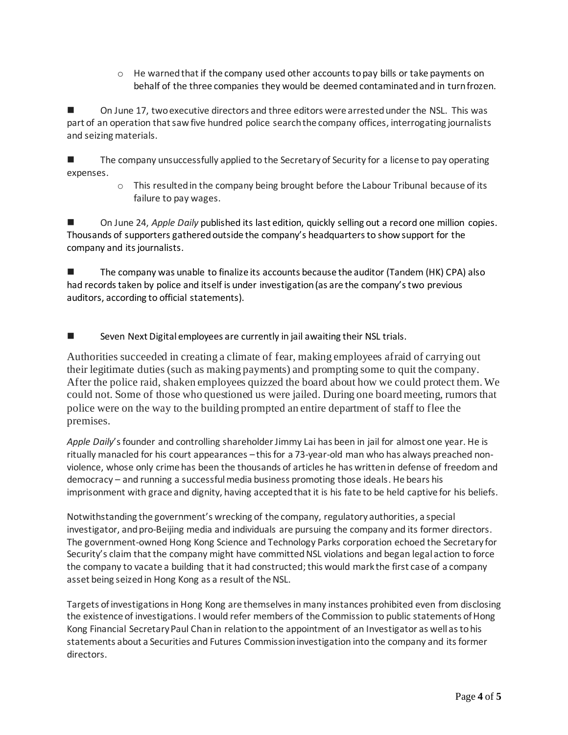- He warned that if the company used other accounts to pay bills or take payments on behalf of the three companies they would be deemed contaminated and in turn frozen.

- On June 17, two executive directors and three editors were arrested under the NSL. This was part of an operation that saw five hundred police search the company offices, interrogating journalists and seizing materials.

- The company unsuccessfully applied to the Secretary of Security for a license to pay operating expenses.
  - This resulted in the company being brought before the Labour Tribunal because of its failure to pay wages.

- On June 24, *Apple Daily* published its last edition, quickly selling out a record one million copies. Thousands of supporters gathered outside the company's headquarters to show support for the company and its journalists.

- The company was unable to finalize its accounts because the auditor (Tandem (HK) CPA) also had records taken by police and itself is under investigation (as are the company's two previous auditors, according to official statements).

- Seven Next Digital employees are currently in jail awaiting their NSL trials.

Authorities succeeded in creating a climate of fear, making employees afraid of carrying out their legitimate duties (such as making payments) and prompting some to quit the company. After the police raid, shaken employees quizzed the board about how we could protect them. We could not. Some of those who questioned us were jailed. During one board meeting, rumors that police were on the way to the building prompted an entire department of staff to flee the premises.

*Apple Daily*'s founder and controlling shareholder Jimmy Lai has been in jail for almost one year. He is ritually manacled for his court appearances – this for a 73-year-old man who has always preached non-violence, whose only crime has been the thousands of articles he has written in defense of freedom and democracy – and running a successful media business promoting those ideals. He bears his imprisonment with grace and dignity, having accepted that it is his fate to be held captive for his beliefs.

Notwithstanding the government's wrecking of the company, regulatory authorities, a special investigator, and pro-Beijing media and individuals are pursuing the company and its former directors. The government-owned Hong Kong Science and Technology Parks corporation echoed the Secretary for Security's claim that the company might have committed NSL violations and began legal action to force the company to vacate a building that it had constructed; this would mark the first case of a company asset being seized in Hong Kong as a result of the NSL.

Targets of investigations in Hong Kong are themselves in many instances prohibited even from disclosing the existence of investigations. I would refer members of the Commission to public statements of Hong Kong Financial Secretary Paul Chan in relation to the appointment of an Investigator as well as to his statements about a Securities and Futures Commission investigation into the company and its former directors.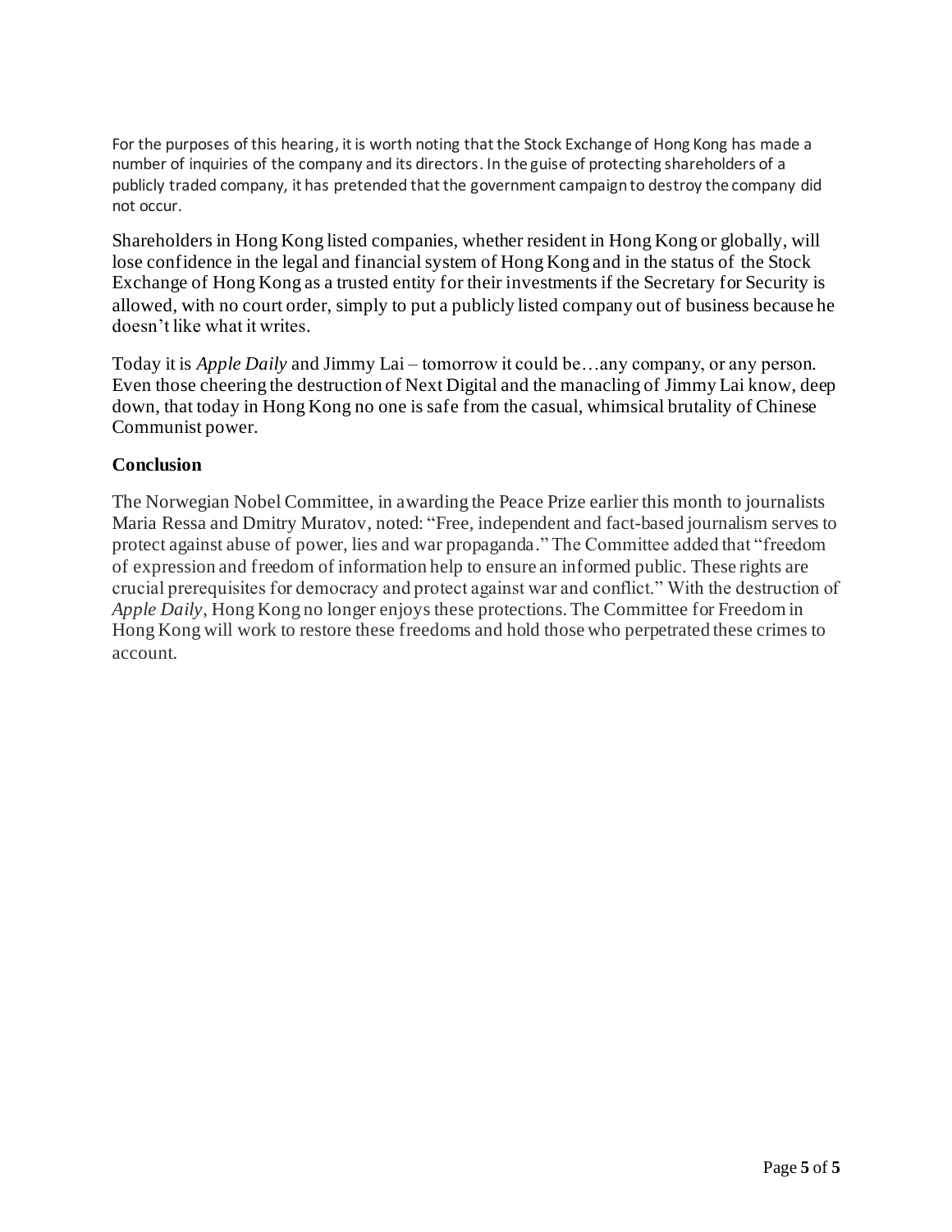For the purposes of this hearing, it is worth noting that the Stock Exchange of Hong Kong has made a number of inquiries of the company and its directors. In the guise of protecting shareholders of a publicly traded company, it has pretended that the government campaign to destroy the company did not occur.

Shareholders in Hong Kong listed companies, whether resident in Hong Kong or globally, will lose confidence in the legal and financial system of Hong Kong and in the status of the Stock Exchange of Hong Kong as a trusted entity for their investments if the Secretary for Security is allowed, with no court order, simply to put a publicly listed company out of business because he doesn't like what it writes.

Today it is *Apple Daily* and Jimmy Lai – tomorrow it could be…any company, or any person. Even those cheering the destruction of Next Digital and the manacling of Jimmy Lai know, deep down, that today in Hong Kong no one is safe from the casual, whimsical brutality of Chinese Communist power.

## Conclusion

The Norwegian Nobel Committee, in awarding the Peace Prize earlier this month to journalists Maria Ressa and Dmitry Muratov, noted: "Free, independent and fact-based journalism serves to protect against abuse of power, lies and war propaganda." The Committee added that "freedom of expression and freedom of information help to ensure an informed public. These rights are crucial prerequisites for democracy and protect against war and conflict." With the destruction of *Apple Daily*, Hong Kong no longer enjoys these protections. The Committee for Freedom in Hong Kong will work to restore these freedoms and hold those who perpetrated these crimes to account.